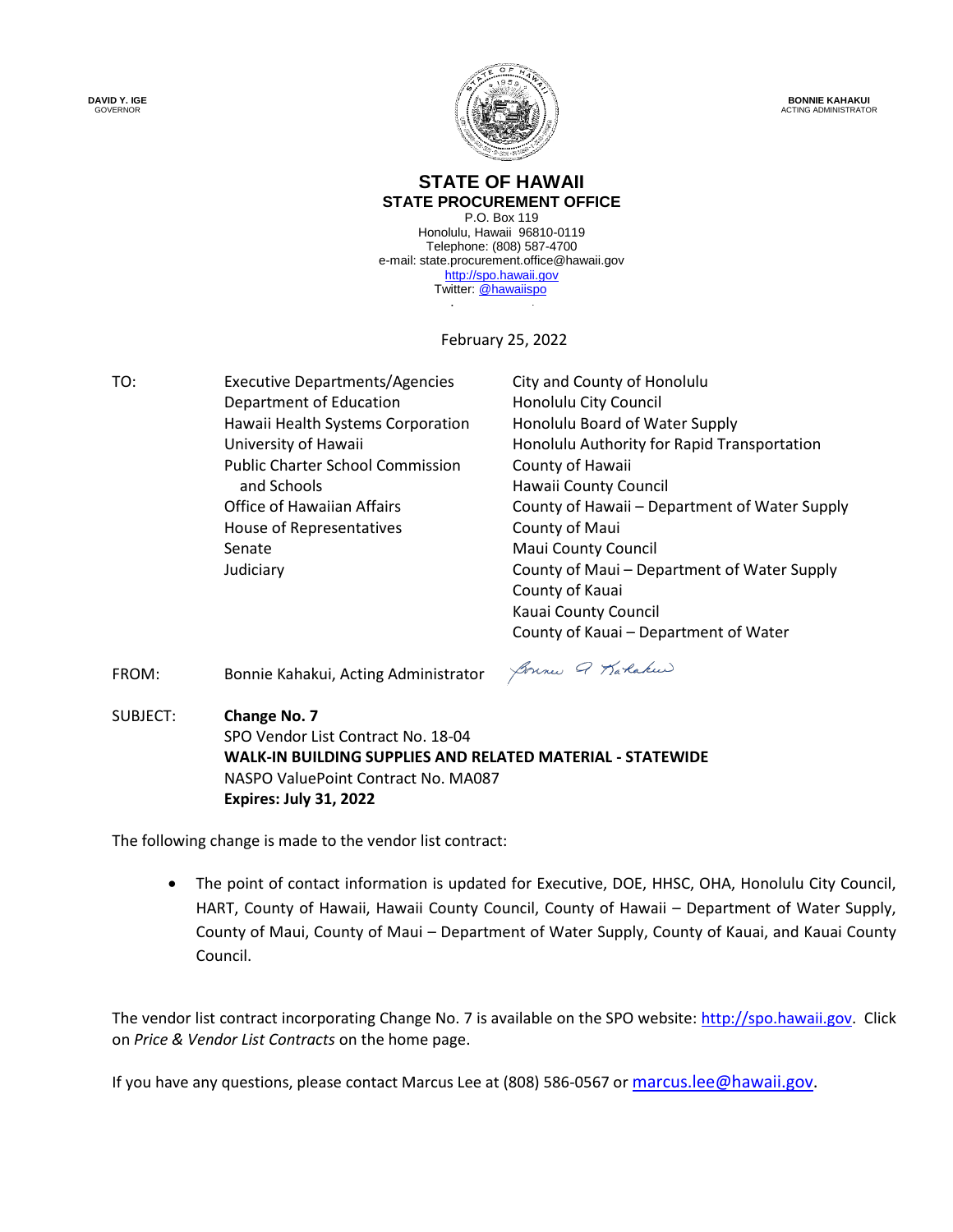DAVID Y. IGE
GOVERNOR

BONNIE KAHAKUI
ACTING ADMINISTRATOR

# STATE OF HAWAII
## STATE PROCUREMENT OFFICE

P.O. Box 119
Honolulu, Hawaii 96810-0119
Telephone: (808) 587-4700
e-mail: state.procurement.office@hawaii.gov
http://spo.hawaii.gov
Twitter: @hawaiispo

February 25, 2022

TO:

Executive Departments/Agencies
Department of Education
Hawaii Health Systems Corporation
University of Hawaii
Public Charter School Commission and Schools
Office of Hawaiian Affairs
House of Representatives
Senate
Judiciary
City and County of Honolulu
Honolulu City Council
Honolulu Board of Water Supply
Honolulu Authority for Rapid Transportation
County of Hawaii
Hawaii County Council
County of Hawaii – Department of Water Supply
County of Maui
Maui County Council
County of Maui – Department of Water Supply
County of Kauai
Kauai County Council
County of Kauai – Department of Water

FROM: Bonnie Kahakui, Acting Administrator

SUBJECT: **Change No. 7**
SPO Vendor List Contract No. 18-04
**WALK-IN BUILDING SUPPLIES AND RELATED MATERIAL - STATEWIDE**
NASPO ValuePoint Contract No. MA087
**Expires: July 31, 2022**

The following change is made to the vendor list contract:

- The point of contact information is updated for Executive, DOE, HHSC, OHA, Honolulu City Council, HART, County of Hawaii, Hawaii County Council, County of Hawaii – Department of Water Supply, County of Maui, County of Maui – Department of Water Supply, County of Kauai, and Kauai County Council.

The vendor list contract incorporating Change No. 7 is available on the SPO website: http://spo.hawaii.gov. Click on *Price & Vendor List Contracts* on the home page.

If you have any questions, please contact Marcus Lee at (808) 586-0567 or marcus.lee@hawaii.gov.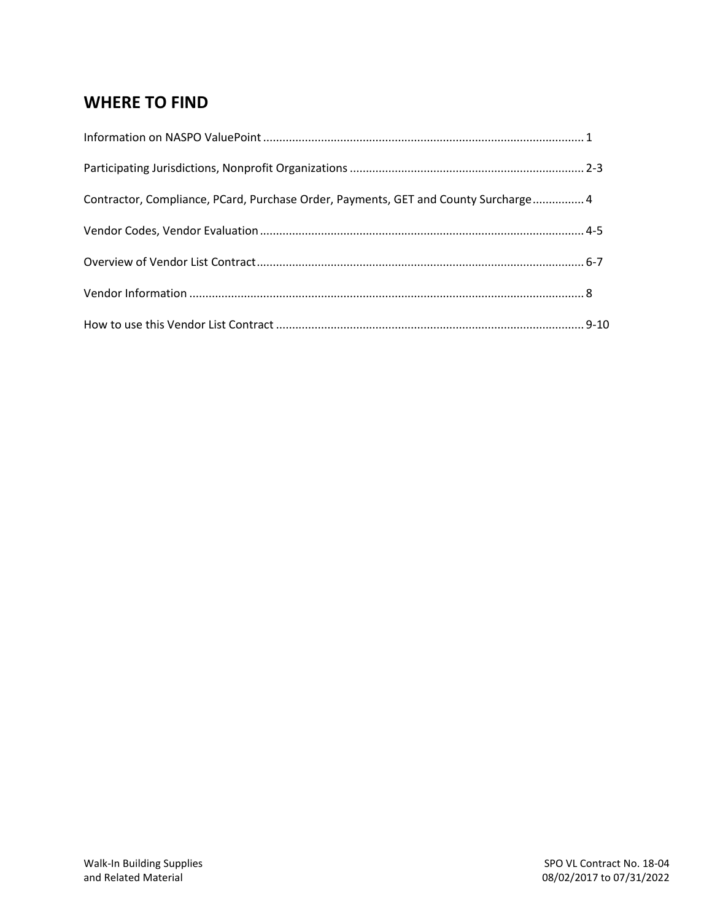## WHERE TO FIND

Information on NASPO ValuePoint ........................................................................................................ 1

Participating Jurisdictions, Nonprofit Organizations ........................................................................ 2-3

Contractor, Compliance, PCard, Purchase Order, Payments, GET and County Surcharge ................ 4

Vendor Codes, Vendor Evaluation ...................................................................................................... 4-5

Overview of Vendor List Contract ...................................................................................................... 6-7

Vendor Information ............................................................................................................................ 8

How to use this Vendor List Contract ................................................................................................ 9-10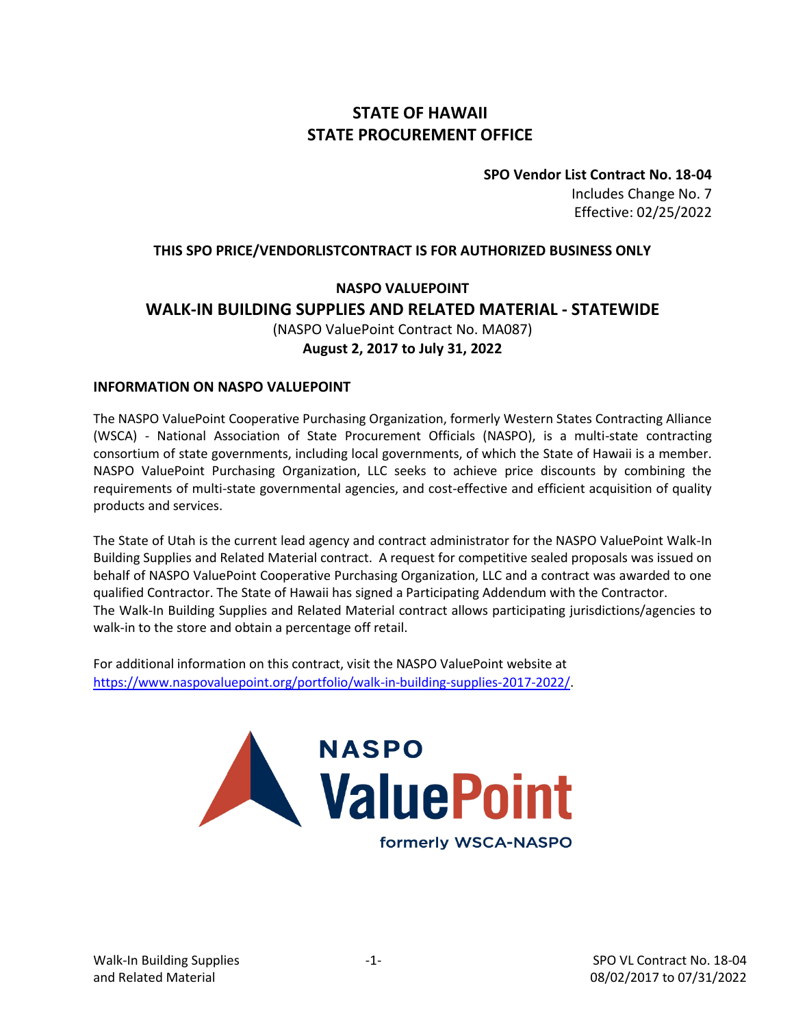# STATE OF HAWAII
# STATE PROCUREMENT OFFICE

**SPO Vendor List Contract No. 18-04**
Includes Change No. 7
Effective: 02/25/2022

**THIS SPO PRICE/VENDORLISTCONTRACT IS FOR AUTHORIZED BUSINESS ONLY**

## NASPO VALUEPOINT
## WALK-IN BUILDING SUPPLIES AND RELATED MATERIAL - STATEWIDE

(NASPO ValuePoint Contract No. MA087)
**August 2, 2017 to July 31, 2022**

### INFORMATION ON NASPO VALUEPOINT

The NASPO ValuePoint Cooperative Purchasing Organization, formerly Western States Contracting Alliance (WSCA) - National Association of State Procurement Officials (NASPO), is a multi-state contracting consortium of state governments, including local governments, of which the State of Hawaii is a member. NASPO ValuePoint Purchasing Organization, LLC seeks to achieve price discounts by combining the requirements of multi-state governmental agencies, and cost-effective and efficient acquisition of quality products and services.

The State of Utah is the current lead agency and contract administrator for the NASPO ValuePoint Walk-In Building Supplies and Related Material contract. A request for competitive sealed proposals was issued on behalf of NASPO ValuePoint Cooperative Purchasing Organization, LLC and a contract was awarded to one qualified Contractor. The State of Hawaii has signed a Participating Addendum with the Contractor.
The Walk-In Building Supplies and Related Material contract allows participating jurisdictions/agencies to walk-in to the store and obtain a percentage off retail.

For additional information on this contract, visit the NASPO ValuePoint website at https://www.naspovaluepoint.org/portfolio/walk-in-building-supplies-2017-2022/.

NASPO ValuePoint
formerly WSCA-NASPO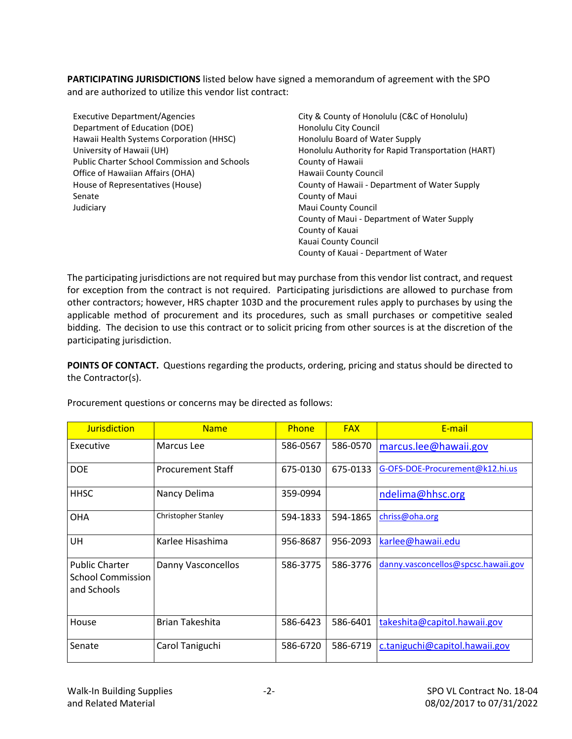**PARTICIPATING JURISDICTIONS** listed below have signed a memorandum of agreement with the SPO and are authorized to utilize this vendor list contract:

- Executive Department/Agencies
- Department of Education (DOE)
- Hawaii Health Systems Corporation (HHSC)
- University of Hawaii (UH)
- Public Charter School Commission and Schools
- Office of Hawaiian Affairs (OHA)
- House of Representatives (House)
- Senate
- Judiciary
- City & County of Honolulu (C&C of Honolulu)
- Honolulu City Council
- Honolulu Board of Water Supply
- Honolulu Authority for Rapid Transportation (HART)
- County of Hawaii
- Hawaii County Council
- County of Hawaii - Department of Water Supply
- County of Maui
- Maui County Council
- County of Maui - Department of Water Supply
- County of Kauai
- Kauai County Council
- County of Kauai - Department of Water

The participating jurisdictions are not required but may purchase from this vendor list contract, and request for exception from the contract is not required. Participating jurisdictions are allowed to purchase from other contractors; however, HRS chapter 103D and the procurement rules apply to purchases by using the applicable method of procurement and its procedures, such as small purchases or competitive sealed bidding. The decision to use this contract or to solicit pricing from other sources is at the discretion of the participating jurisdiction.

**POINTS OF CONTACT.** Questions regarding the products, ordering, pricing and status should be directed to the Contractor(s).

Procurement questions or concerns may be directed as follows:

| Jurisdiction | Name | Phone | FAX | E-mail |
|---|---|---|---|---|
| Executive | Marcus Lee | 586-0567 | 586-0570 | marcus.lee@hawaii.gov |
| DOE | Procurement Staff | 675-0130 | 675-0133 | G-OFS-DOE-Procurement@k12.hi.us |
| HHSC | Nancy Delima | 359-0994 | | ndelima@hhsc.org |
| OHA | Christopher Stanley | 594-1833 | 594-1865 | chriss@oha.org |
| UH | Karlee Hisashima | 956-8687 | 956-2093 | karlee@hawaii.edu |
| Public Charter School Commission and Schools | Danny Vasconcellos | 586-3775 | 586-3776 | danny.vasconcellos@spcsc.hawaii.gov |
| House | Brian Takeshita | 586-6423 | 586-6401 | takeshita@capitol.hawaii.gov |
| Senate | Carol Taniguchi | 586-6720 | 586-6719 | c.taniguchi@capitol.hawaii.gov |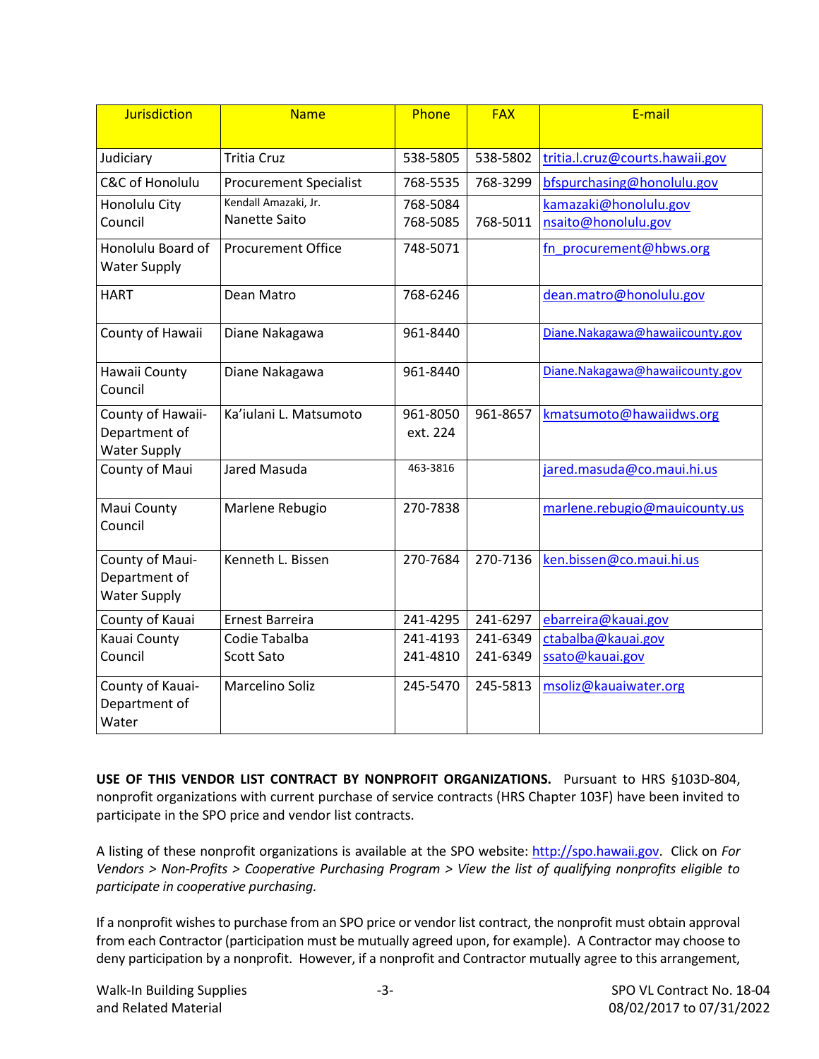| Jurisdiction | Name | Phone | FAX | E-mail |
|---|---|---|---|---|
| Judiciary | Tritia Cruz | 538-5805 | 538-5802 | tritia.l.cruz@courts.hawaii.gov |
| C&C of Honolulu | Procurement Specialist | 768-5535 | 768-3299 | bfspurchasing@honolulu.gov |
| Honolulu City Council | Kendall Amazaki, Jr.<br>Nanette Saito | 768-5084<br>768-5085 | 768-5011 | kamazaki@honolulu.gov<br>nsaito@honolulu.gov |
| Honolulu Board of Water Supply | Procurement Office | 748-5071 | | fn_procurement@hbws.org |
| HART | Dean Matro | 768-6246 | | dean.matro@honolulu.gov |
| County of Hawaii | Diane Nakagawa | 961-8440 | | Diane.Nakagawa@hawaiicounty.gov |
| Hawaii County Council | Diane Nakagawa | 961-8440 | | Diane.Nakagawa@hawaiicounty.gov |
| County of Hawaii-Department of Water Supply | Ka'iulani L. Matsumoto | 961-8050 ext. 224 | 961-8657 | kmatsumoto@hawaiidws.org |
| County of Maui | Jared Masuda | 463-3816 | | jared.masuda@co.maui.hi.us |
| Maui County Council | Marlene Rebugio | 270-7838 | | marlene.rebugio@mauicounty.us |
| County of Maui-Department of Water Supply | Kenneth L. Bissen | 270-7684 | 270-7136 | ken.bissen@co.maui.hi.us |
| County of Kauai | Ernest Barreira | 241-4295 | 241-6297 | ebarreira@kauai.gov |
| Kauai County Council | Codie Tabalba<br>Scott Sato | 241-4193<br>241-4810 | 241-6349<br>241-6349 | ctabalba@kauai.gov<br>ssato@kauai.gov |
| County of Kauai-Department of Water | Marcelino Soliz | 245-5470 | 245-5813 | msoliz@kauaiwater.org |

**USE OF THIS VENDOR LIST CONTRACT BY NONPROFIT ORGANIZATIONS.** Pursuant to HRS §103D-804, nonprofit organizations with current purchase of service contracts (HRS Chapter 103F) have been invited to participate in the SPO price and vendor list contracts.

A listing of these nonprofit organizations is available at the SPO website: http://spo.hawaii.gov. Click on *For Vendors > Non-Profits > Cooperative Purchasing Program > View the list of qualifying nonprofits eligible to participate in cooperative purchasing.*

If a nonprofit wishes to purchase from an SPO price or vendor list contract, the nonprofit must obtain approval from each Contractor (participation must be mutually agreed upon, for example). A Contractor may choose to deny participation by a nonprofit. However, if a nonprofit and Contractor mutually agree to this arrangement,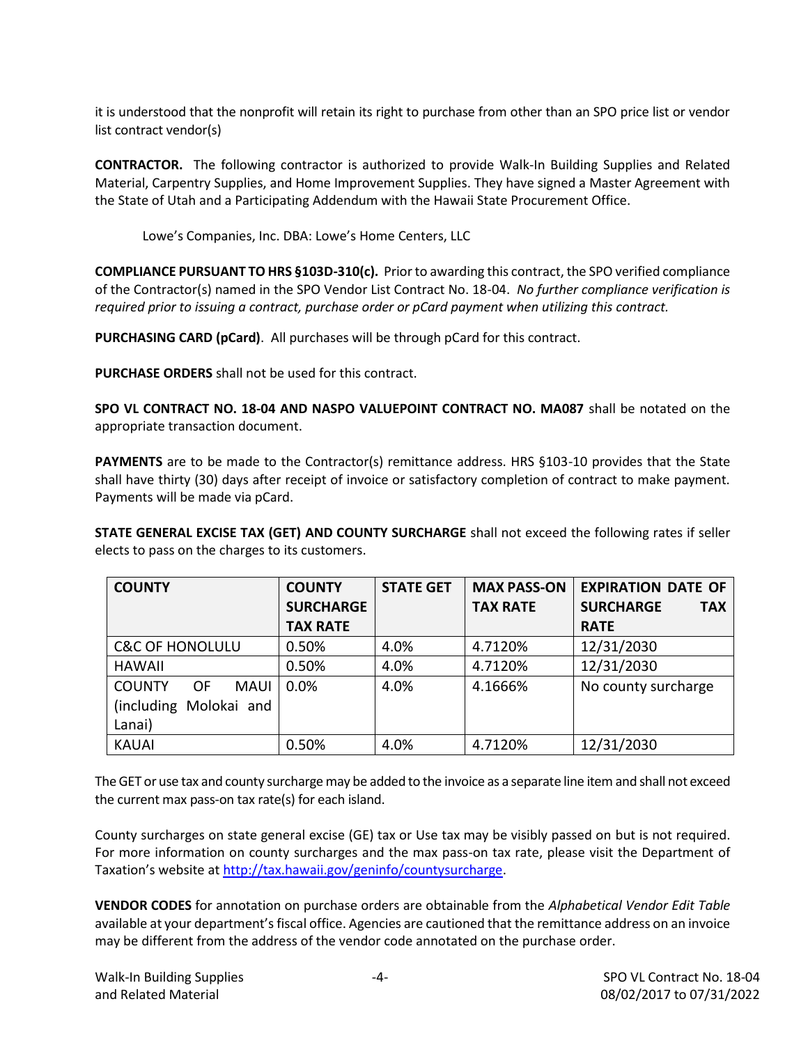it is understood that the nonprofit will retain its right to purchase from other than an SPO price list or vendor list contract vendor(s)

**CONTRACTOR.** The following contractor is authorized to provide Walk-In Building Supplies and Related Material, Carpentry Supplies, and Home Improvement Supplies. They have signed a Master Agreement with the State of Utah and a Participating Addendum with the Hawaii State Procurement Office.

Lowe's Companies, Inc. DBA: Lowe's Home Centers, LLC

**COMPLIANCE PURSUANT TO HRS §103D-310(c).** Prior to awarding this contract, the SPO verified compliance of the Contractor(s) named in the SPO Vendor List Contract No. 18-04. *No further compliance verification is required prior to issuing a contract, purchase order or pCard payment when utilizing this contract.*

**PURCHASING CARD (pCard)**. All purchases will be through pCard for this contract.

**PURCHASE ORDERS** shall not be used for this contract.

**SPO VL CONTRACT NO. 18-04 AND NASPO VALUEPOINT CONTRACT NO. MA087** shall be notated on the appropriate transaction document.

**PAYMENTS** are to be made to the Contractor(s) remittance address. HRS §103-10 provides that the State shall have thirty (30) days after receipt of invoice or satisfactory completion of contract to make payment. Payments will be made via pCard.

**STATE GENERAL EXCISE TAX (GET) AND COUNTY SURCHARGE** shall not exceed the following rates if seller elects to pass on the charges to its customers.

| COUNTY | COUNTY SURCHARGE TAX RATE | STATE GET | MAX PASS-ON TAX RATE | EXPIRATION DATE OF SURCHARGE TAX RATE |
|---|---|---|---|---|
| C&C OF HONOLULU | 0.50% | 4.0% | 4.7120% | 12/31/2030 |
| HAWAII | 0.50% | 4.0% | 4.7120% | 12/31/2030 |
| COUNTY OF MAUI (including Molokai and Lanai) | 0.0% | 4.0% | 4.1666% | No county surcharge |
| KAUAI | 0.50% | 4.0% | 4.7120% | 12/31/2030 |

The GET or use tax and county surcharge may be added to the invoice as a separate line item and shall not exceed the current max pass-on tax rate(s) for each island.

County surcharges on state general excise (GE) tax or Use tax may be visibly passed on but is not required. For more information on county surcharges and the max pass-on tax rate, please visit the Department of Taxation's website at http://tax.hawaii.gov/geninfo/countysurcharge.

**VENDOR CODES** for annotation on purchase orders are obtainable from the *Alphabetical Vendor Edit Table* available at your department's fiscal office. Agencies are cautioned that the remittance address on an invoice may be different from the address of the vendor code annotated on the purchase order.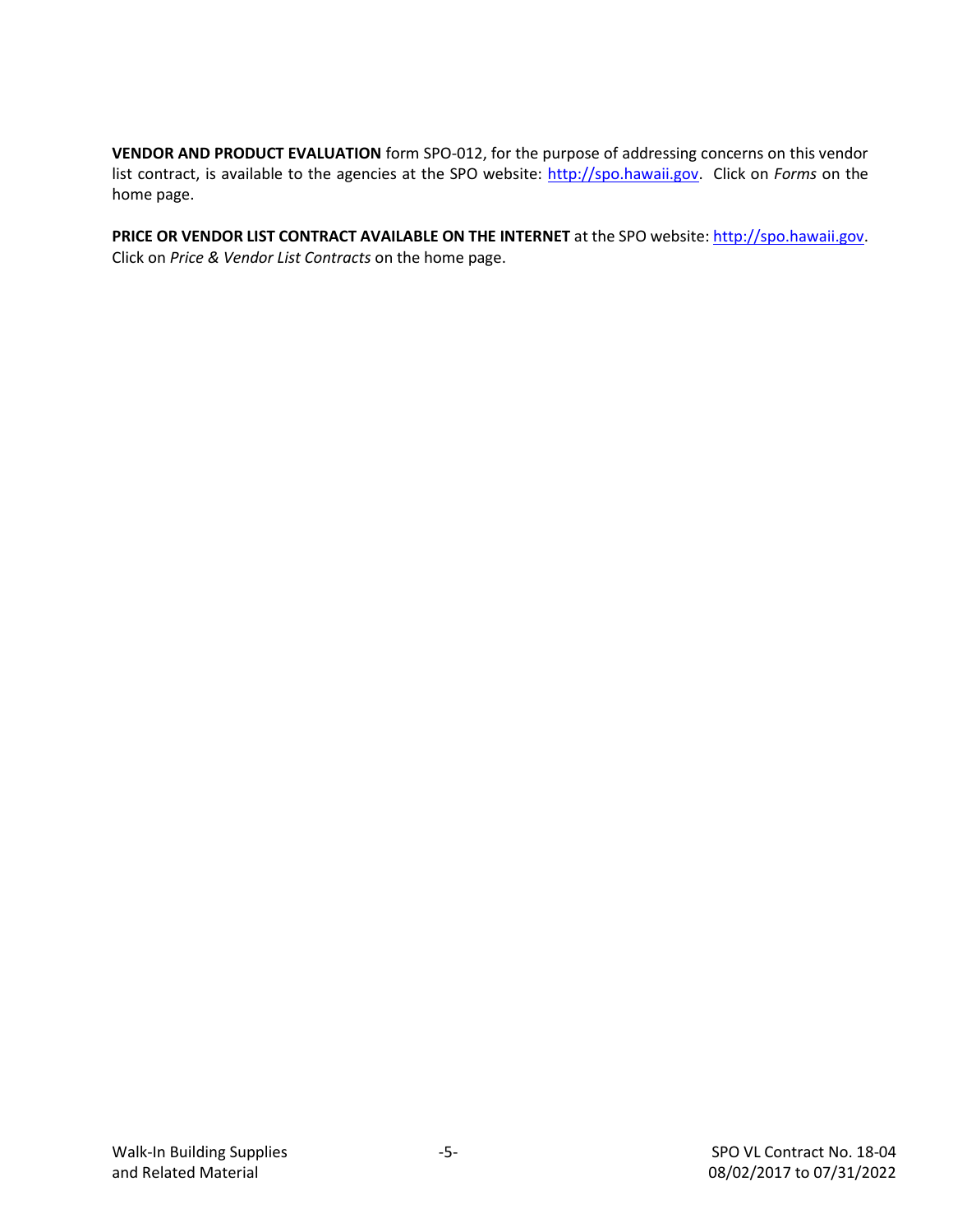**VENDOR AND PRODUCT EVALUATION** form SPO-012, for the purpose of addressing concerns on this vendor list contract, is available to the agencies at the SPO website: [http://spo.hawaii.gov](http://spo.hawaii.gov). Click on *Forms* on the home page.

**PRICE OR VENDOR LIST CONTRACT AVAILABLE ON THE INTERNET** at the SPO website: [http://spo.hawaii.gov](http://spo.hawaii.gov). Click on *Price & Vendor List Contracts* on the home page.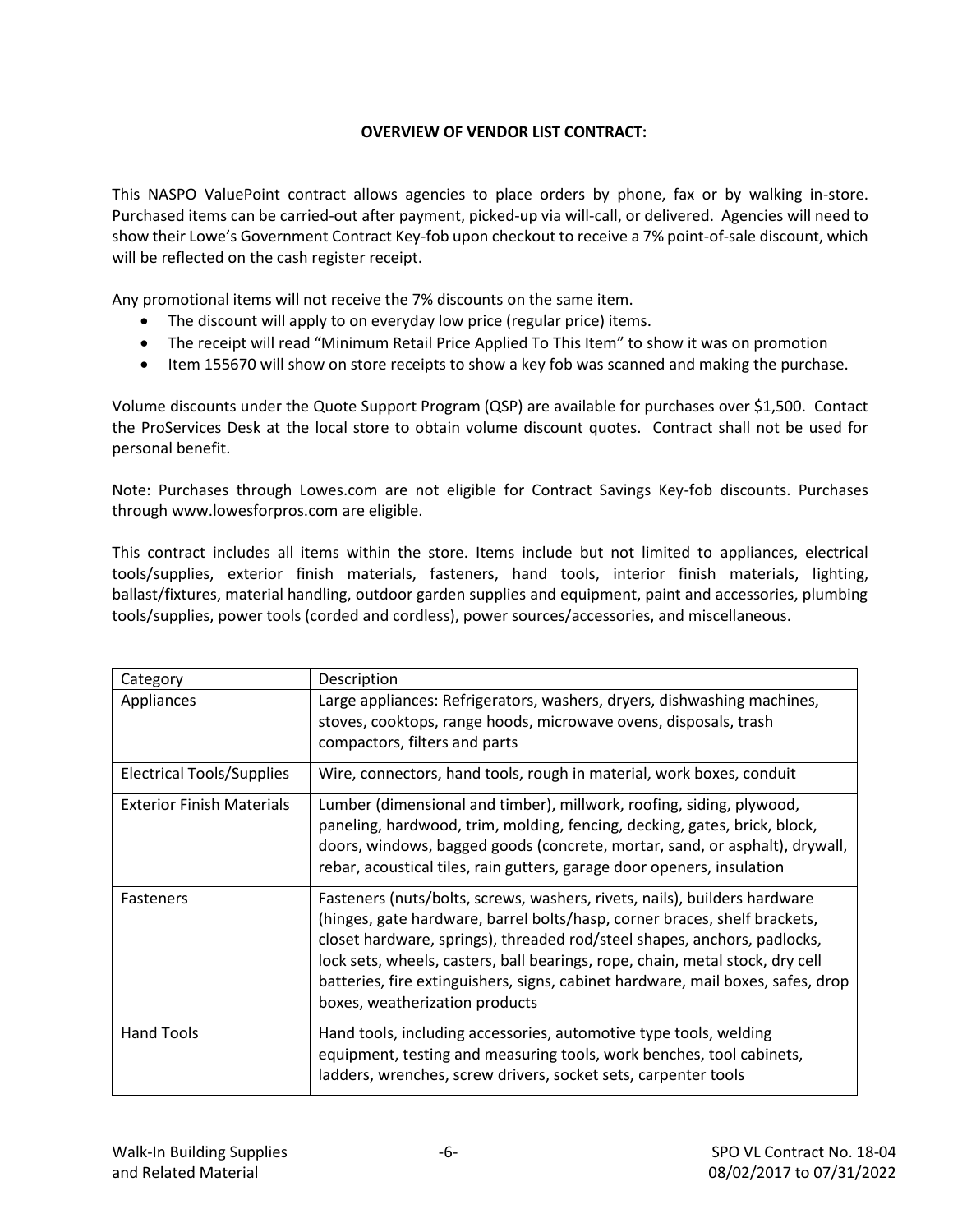## OVERVIEW OF VENDOR LIST CONTRACT:

This NASPO ValuePoint contract allows agencies to place orders by phone, fax or by walking in-store. Purchased items can be carried-out after payment, picked-up via will-call, or delivered. Agencies will need to show their Lowe's Government Contract Key-fob upon checkout to receive a 7% point-of-sale discount, which will be reflected on the cash register receipt.

Any promotional items will not receive the 7% discounts on the same item.

- The discount will apply to on everyday low price (regular price) items.
- The receipt will read "Minimum Retail Price Applied To This Item" to show it was on promotion
- Item 155670 will show on store receipts to show a key fob was scanned and making the purchase.

Volume discounts under the Quote Support Program (QSP) are available for purchases over $1,500. Contact the ProServices Desk at the local store to obtain volume discount quotes. Contract shall not be used for personal benefit.

Note: Purchases through Lowes.com are not eligible for Contract Savings Key-fob discounts. Purchases through www.lowesforpros.com are eligible.

This contract includes all items within the store. Items include but not limited to appliances, electrical tools/supplies, exterior finish materials, fasteners, hand tools, interior finish materials, lighting, ballast/fixtures, material handling, outdoor garden supplies and equipment, paint and accessories, plumbing tools/supplies, power tools (corded and cordless), power sources/accessories, and miscellaneous.

| Category | Description |
|---|---|
| Appliances | Large appliances: Refrigerators, washers, dryers, dishwashing machines, stoves, cooktops, range hoods, microwave ovens, disposals, trash compactors, filters and parts |
| Electrical Tools/Supplies | Wire, connectors, hand tools, rough in material, work boxes, conduit |
| Exterior Finish Materials | Lumber (dimensional and timber), millwork, roofing, siding, plywood, paneling, hardwood, trim, molding, fencing, decking, gates, brick, block, doors, windows, bagged goods (concrete, mortar, sand, or asphalt), drywall, rebar, acoustical tiles, rain gutters, garage door openers, insulation |
| Fasteners | Fasteners (nuts/bolts, screws, washers, rivets, nails), builders hardware (hinges, gate hardware, barrel bolts/hasp, corner braces, shelf brackets, closet hardware, springs), threaded rod/steel shapes, anchors, padlocks, lock sets, wheels, casters, ball bearings, rope, chain, metal stock, dry cell batteries, fire extinguishers, signs, cabinet hardware, mail boxes, safes, drop boxes, weatherization products |
| Hand Tools | Hand tools, including accessories, automotive type tools, welding equipment, testing and measuring tools, work benches, tool cabinets, ladders, wrenches, screw drivers, socket sets, carpenter tools |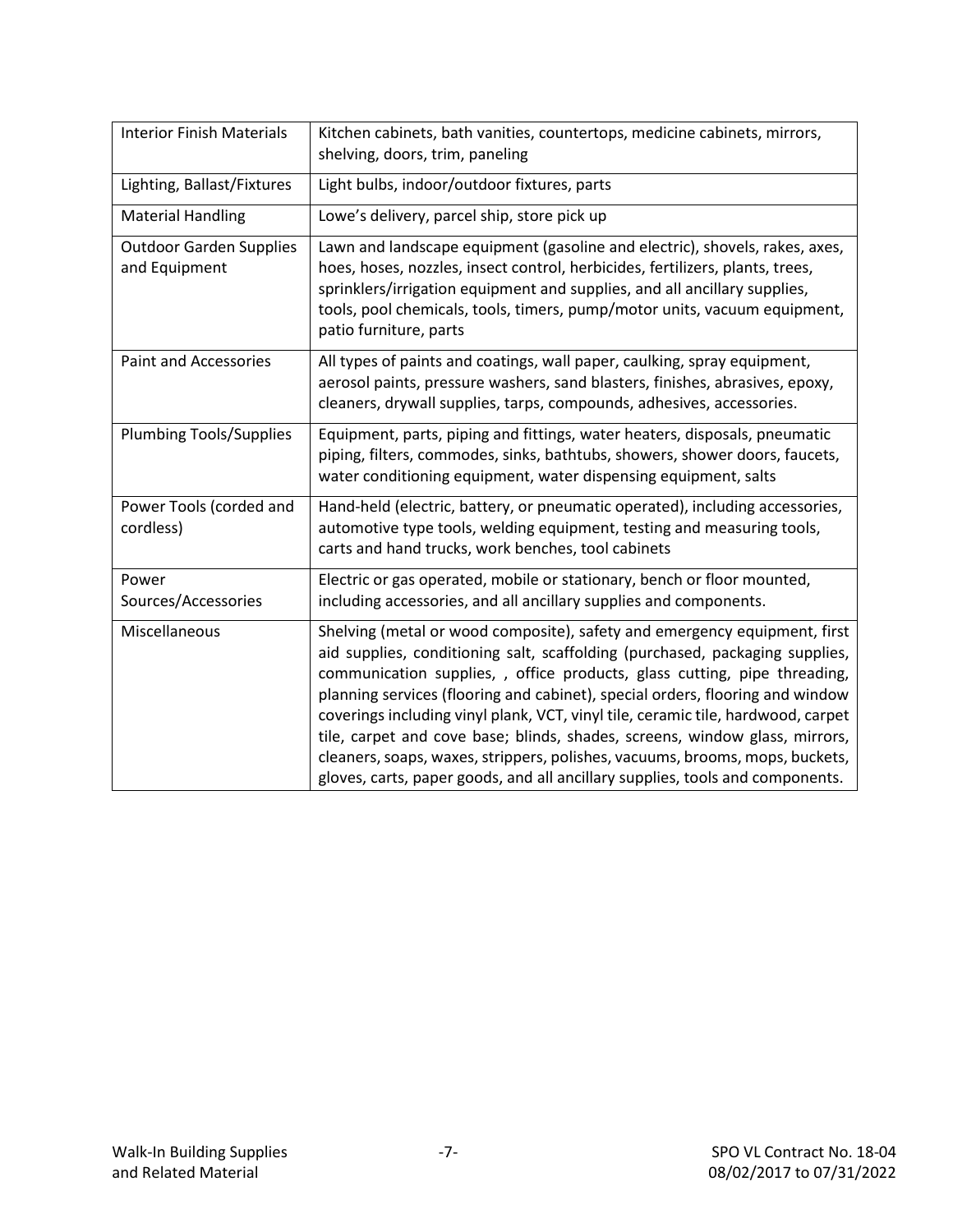| Interior Finish Materials | Kitchen cabinets, bath vanities, countertops, medicine cabinets, mirrors, shelving, doors, trim, paneling |
|---|---|
| Lighting, Ballast/Fixtures | Light bulbs, indoor/outdoor fixtures, parts |
| Material Handling | Lowe's delivery, parcel ship, store pick up |
| Outdoor Garden Supplies and Equipment | Lawn and landscape equipment (gasoline and electric), shovels, rakes, axes, hoes, hoses, nozzles, insect control, herbicides, fertilizers, plants, trees, sprinklers/irrigation equipment and supplies, and all ancillary supplies, tools, pool chemicals, tools, timers, pump/motor units, vacuum equipment, patio furniture, parts |
| Paint and Accessories | All types of paints and coatings, wall paper, caulking, spray equipment, aerosol paints, pressure washers, sand blasters, finishes, abrasives, epoxy, cleaners, drywall supplies, tarps, compounds, adhesives, accessories. |
| Plumbing Tools/Supplies | Equipment, parts, piping and fittings, water heaters, disposals, pneumatic piping, filters, commodes, sinks, bathtubs, showers, shower doors, faucets, water conditioning equipment, water dispensing equipment, salts |
| Power Tools (corded and cordless) | Hand-held (electric, battery, or pneumatic operated), including accessories, automotive type tools, welding equipment, testing and measuring tools, carts and hand trucks, work benches, tool cabinets |
| Power Sources/Accessories | Electric or gas operated, mobile or stationary, bench or floor mounted, including accessories, and all ancillary supplies and components. |
| Miscellaneous | Shelving (metal or wood composite), safety and emergency equipment, first aid supplies, conditioning salt, scaffolding (purchased, packaging supplies, communication supplies, , office products, glass cutting, pipe threading, planning services (flooring and cabinet), special orders, flooring and window coverings including vinyl plank, VCT, vinyl tile, ceramic tile, hardwood, carpet tile, carpet and cove base; blinds, shades, screens, window glass, mirrors, cleaners, soaps, waxes, strippers, polishes, vacuums, brooms, mops, buckets, gloves, carts, paper goods, and all ancillary supplies, tools and components. |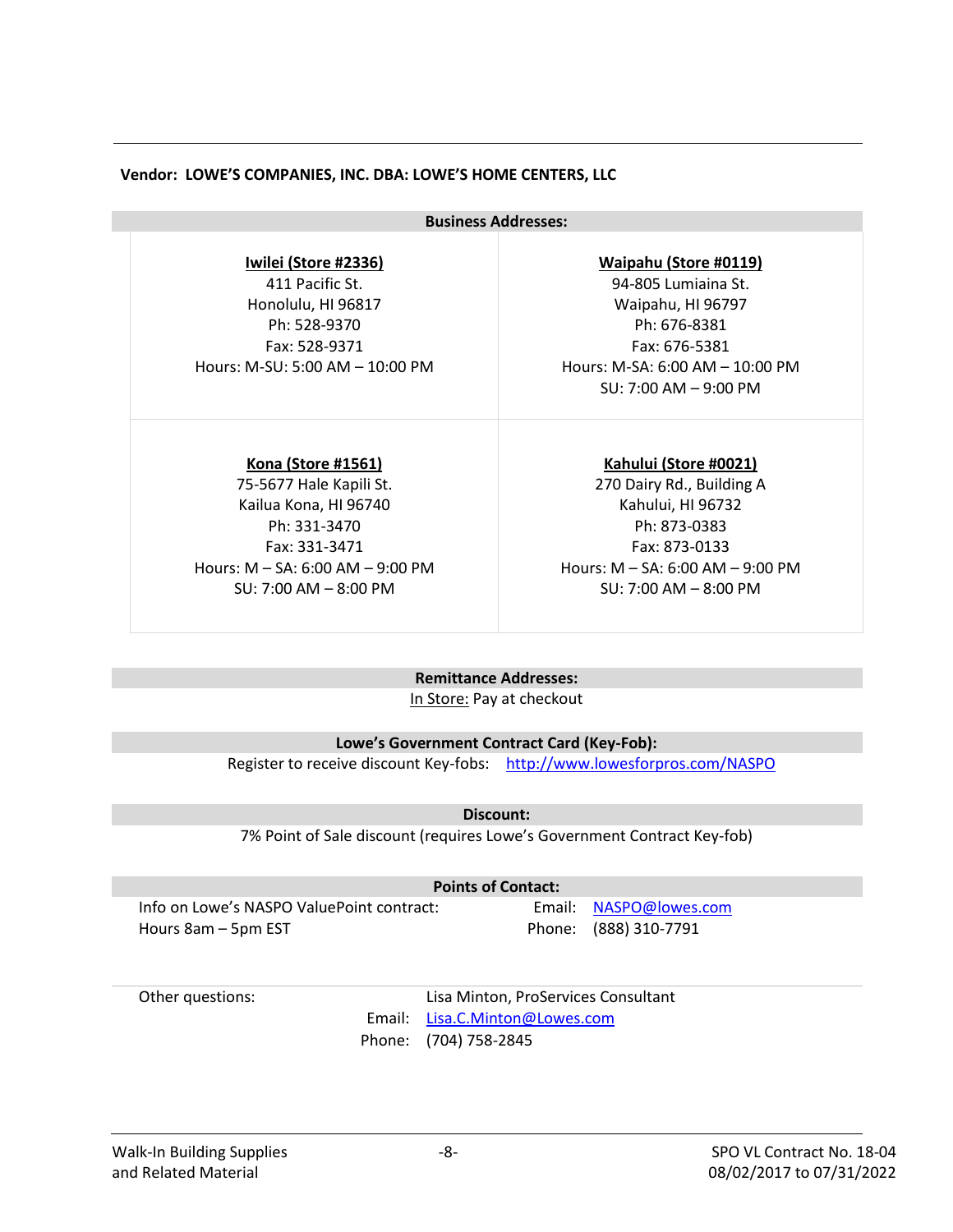**Vendor: LOWE'S COMPANIES, INC. DBA: LOWE'S HOME CENTERS, LLC**

| Business Addresses: | |
|---|---|
| **Iwilei (Store #2336)**<br>411 Pacific St.<br>Honolulu, HI 96817<br>Ph: 528-9370<br>Fax: 528-9371<br>Hours: M-SU: 5:00 AM – 10:00 PM | **Waipahu (Store #0119)**<br>94-805 Lumiaina St.<br>Waipahu, HI 96797<br>Ph: 676-8381<br>Fax: 676-5381<br>Hours: M-SA: 6:00 AM – 10:00 PM<br>SU: 7:00 AM – 9:00 PM |
| **Kona (Store #1561)**<br>75-5677 Hale Kapili St.<br>Kailua Kona, HI 96740<br>Ph: 331-3470<br>Fax: 331-3471<br>Hours: M – SA: 6:00 AM – 9:00 PM<br>SU: 7:00 AM – 8:00 PM | **Kahului (Store #0021)**<br>270 Dairy Rd., Building A<br>Kahului, HI 96732<br>Ph: 873-0383<br>Fax: 873-0133<br>Hours: M – SA: 6:00 AM – 9:00 PM<br>SU: 7:00 AM – 8:00 PM |

**Remittance Addresses:**

In Store: Pay at checkout

**Lowe's Government Contract Card (Key-Fob):**

Register to receive discount Key-fobs: http://www.lowesforpros.com/NASPO

**Discount:**

7% Point of Sale discount (requires Lowe's Government Contract Key-fob)

**Points of Contact:**

| | |
|---|---|
| Info on Lowe's NASPO ValuePoint contract:<br>Hours 8am – 5pm EST | Email: NASPO@lowes.com<br>Phone: (888) 310-7791 |
| Other questions: | Lisa Minton, ProServices Consultant<br>Email: Lisa.C.Minton@Lowes.com<br>Phone: (704) 758-2845 |

Walk-In Building Supplies and Related Material

SPO VL Contract No. 18-04
08/02/2017 to 07/31/2022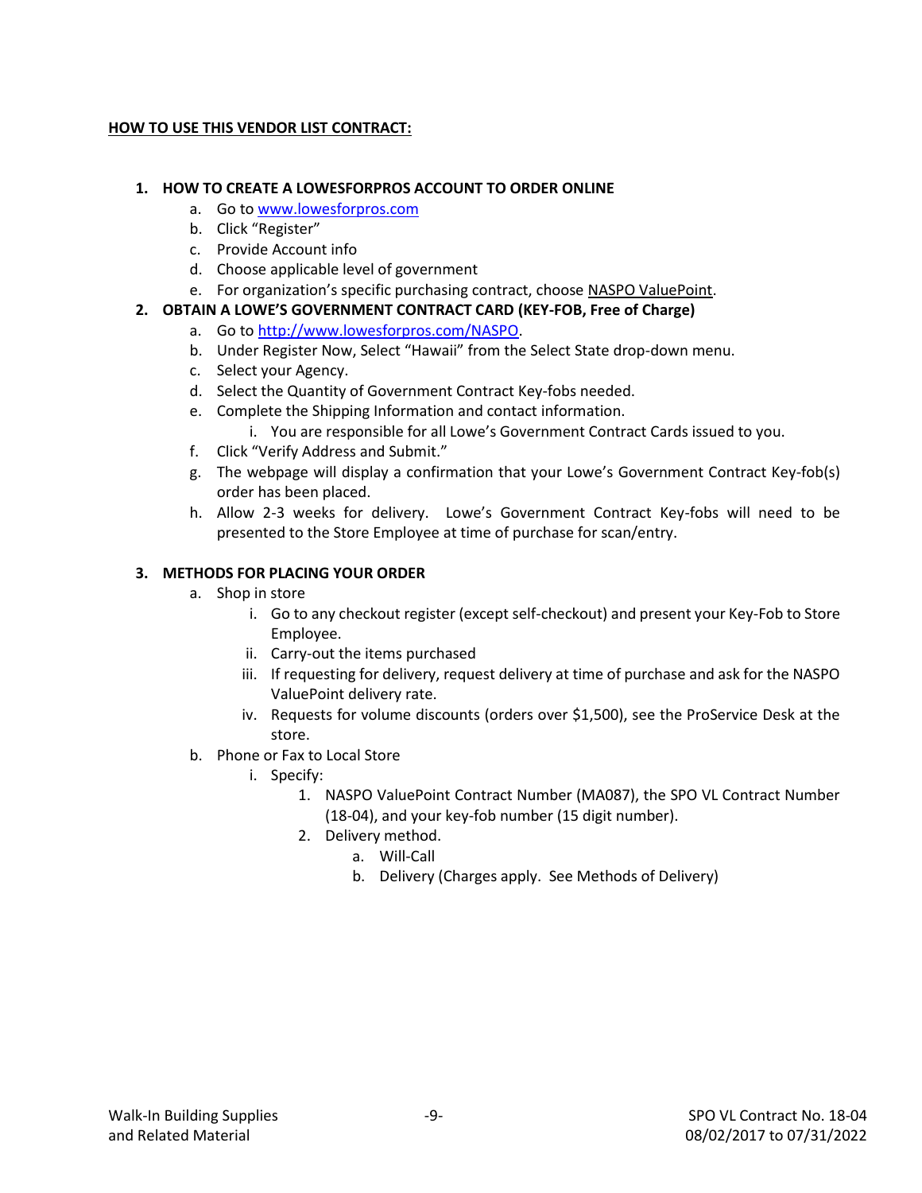**HOW TO USE THIS VENDOR LIST CONTRACT:**

1. **HOW TO CREATE A LOWESFORPROS ACCOUNT TO ORDER ONLINE**
    a. Go to www.lowesforpros.com
    b. Click "Register"
    c. Provide Account info
    d. Choose applicable level of government
    e. For organization's specific purchasing contract, choose NASPO ValuePoint.
2. **OBTAIN A LOWE'S GOVERNMENT CONTRACT CARD (KEY-FOB, Free of Charge)**
    a. Go to http://www.lowesforpros.com/NASPO.
    b. Under Register Now, Select "Hawaii" from the Select State drop-down menu.
    c. Select your Agency.
    d. Select the Quantity of Government Contract Key-fobs needed.
    e. Complete the Shipping Information and contact information.
        i. You are responsible for all Lowe's Government Contract Cards issued to you.
    f. Click "Verify Address and Submit."
    g. The webpage will display a confirmation that your Lowe's Government Contract Key-fob(s) order has been placed.
    h. Allow 2-3 weeks for delivery. Lowe's Government Contract Key-fobs will need to be presented to the Store Employee at time of purchase for scan/entry.
3. **METHODS FOR PLACING YOUR ORDER**
    a. Shop in store
        i. Go to any checkout register (except self-checkout) and present your Key-Fob to Store Employee.
        ii. Carry-out the items purchased
        iii. If requesting for delivery, request delivery at time of purchase and ask for the NASPO ValuePoint delivery rate.
        iv. Requests for volume discounts (orders over $1,500), see the ProService Desk at the store.
    b. Phone or Fax to Local Store
        i. Specify:
            1. NASPO ValuePoint Contract Number (MA087), the SPO VL Contract Number (18-04), and your key-fob number (15 digit number).
            2. Delivery method.
                a. Will-Call
                b. Delivery (Charges apply. See Methods of Delivery)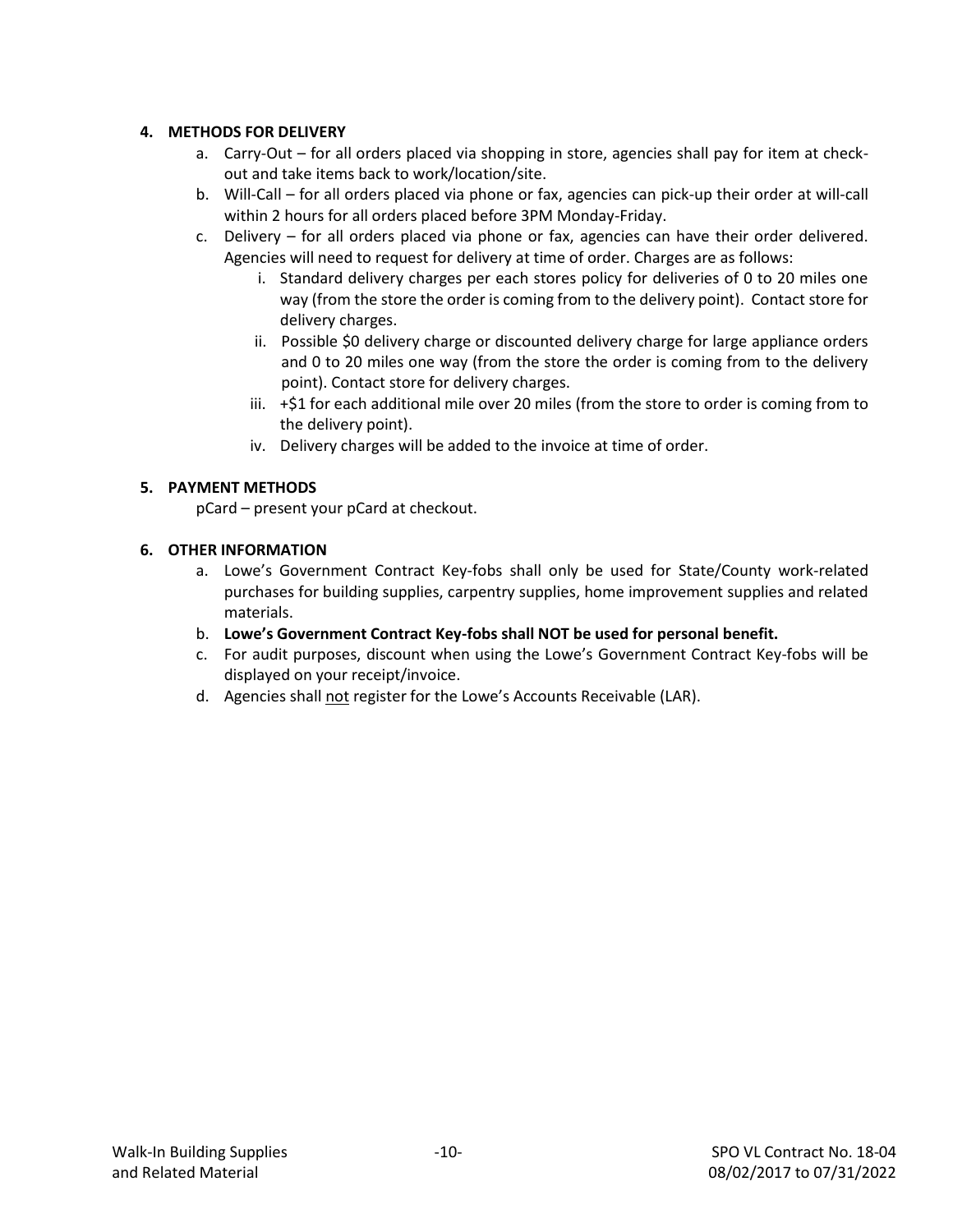**4. METHODS FOR DELIVERY**

a. Carry-Out – for all orders placed via shopping in store, agencies shall pay for item at check-out and take items back to work/location/site.

b. Will-Call – for all orders placed via phone or fax, agencies can pick-up their order at will-call within 2 hours for all orders placed before 3PM Monday-Friday.

c. Delivery – for all orders placed via phone or fax, agencies can have their order delivered. Agencies will need to request for delivery at time of order. Charges are as follows:

   i. Standard delivery charges per each stores policy for deliveries of 0 to 20 miles one way (from the store the order is coming from to the delivery point). Contact store for delivery charges.

   ii. Possible $0 delivery charge or discounted delivery charge for large appliance orders and 0 to 20 miles one way (from the store the order is coming from to the delivery point). Contact store for delivery charges.

   iii. +$1 for each additional mile over 20 miles (from the store to order is coming from to the delivery point).

   iv. Delivery charges will be added to the invoice at time of order.

**5. PAYMENT METHODS**

pCard – present your pCard at checkout.

**6. OTHER INFORMATION**

a. Lowe's Government Contract Key-fobs shall only be used for State/County work-related purchases for building supplies, carpentry supplies, home improvement supplies and related materials.

b. **Lowe's Government Contract Key-fobs shall NOT be used for personal benefit.**

c. For audit purposes, discount when using the Lowe's Government Contract Key-fobs will be displayed on your receipt/invoice.

d. Agencies shall <u>not</u> register for the Lowe's Accounts Receivable (LAR).